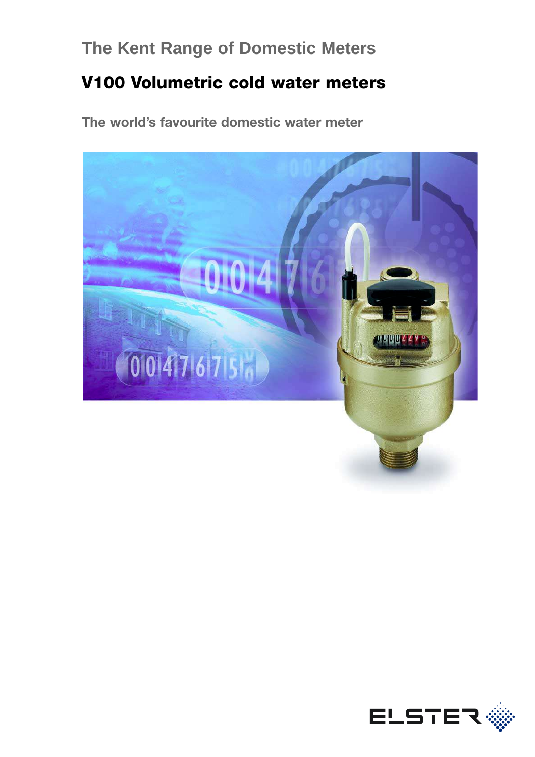## The Kent Range of Domestic Meters

# V100 Volumetric cold water meters

### The world's favourite domestic water meter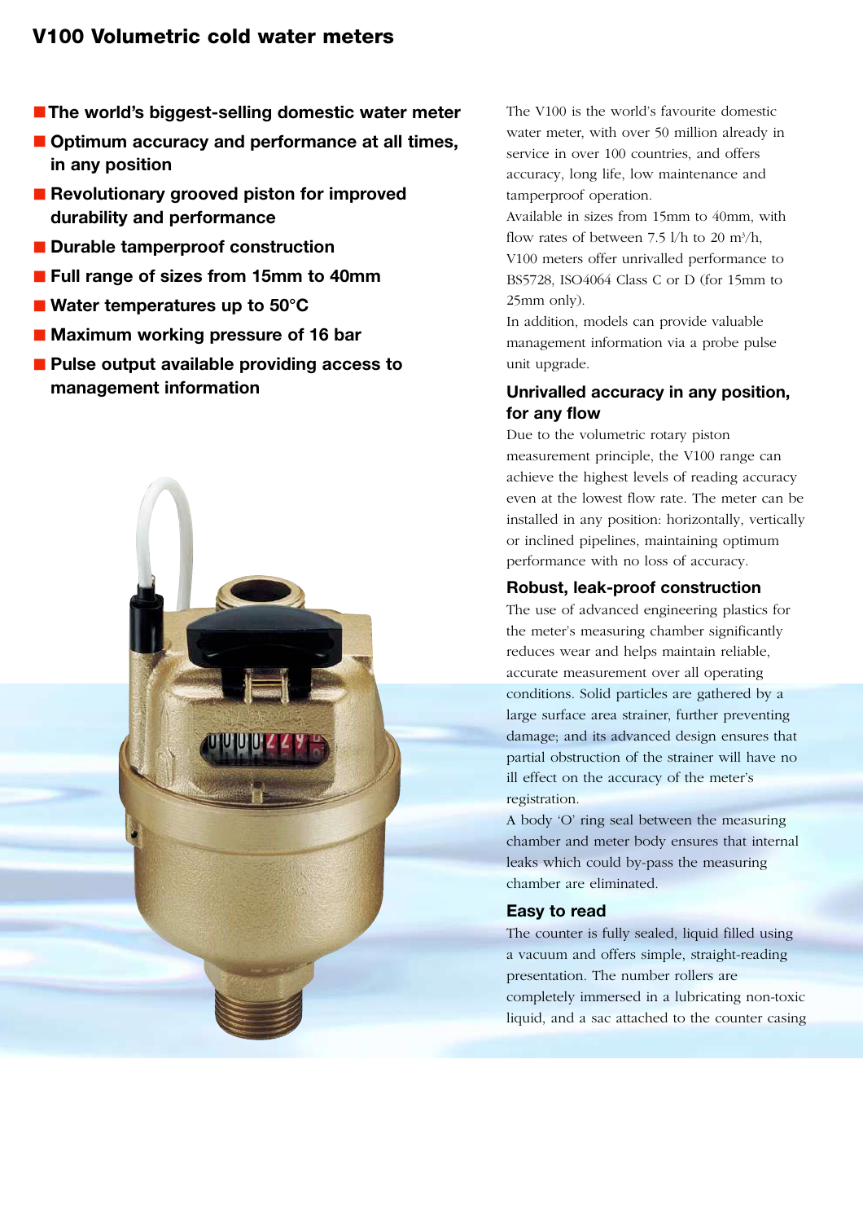# V100 Volumetric cold water meters

- The world's biggest-selling domestic water meter
- Optimum accuracy and performance at all times, in any position
- Revolutionary grooved piston for improved durability and performance
- Durable tamperproof construction
- Full range of sizes from 15mm to 40mm
- Water temperatures up to 50°C
- Maximum working pressure of 16 bar
- Pulse output available providing access to management information

The V100 is the world's favourite domestic water meter, with over 50 million already in service in over 100 countries, and offers accuracy, long life, low maintenance and tamperproof operation.

Available in sizes from 15mm to 40mm, with flow rates of between 7.5 l/h to 20 $m^3/h$, V100 meters offer unrivalled performance to BS5728, ISO4064 Class C or D (for 15mm to 25mm only).

In addition, models can provide valuable management information via a probe pulse unit upgrade.

## Unrivalled accuracy in any position, for any flow

Due to the volumetric rotary piston measurement principle, the V100 range can achieve the highest levels of reading accuracy even at the lowest flow rate. The meter can be installed in any position: horizontally, vertically or inclined pipelines, maintaining optimum performance with no loss of accuracy.

## Robust, leak-proof construction

The use of advanced engineering plastics for the meter's measuring chamber significantly reduces wear and helps maintain reliable, accurate measurement over all operating conditions. Solid particles are gathered by a large surface area strainer, further preventing damage; and its advanced design ensures that partial obstruction of the strainer will have no ill effect on the accuracy of the meter's registration.

A body 'O' ring seal between the measuring chamber and meter body ensures that internal leaks which could by-pass the measuring chamber are eliminated.

## Easy to read

The counter is fully sealed, liquid filled using a vacuum and offers simple, straight-reading presentation. The number rollers are completely immersed in a lubricating non-toxic liquid, and a sac attached to the counter casing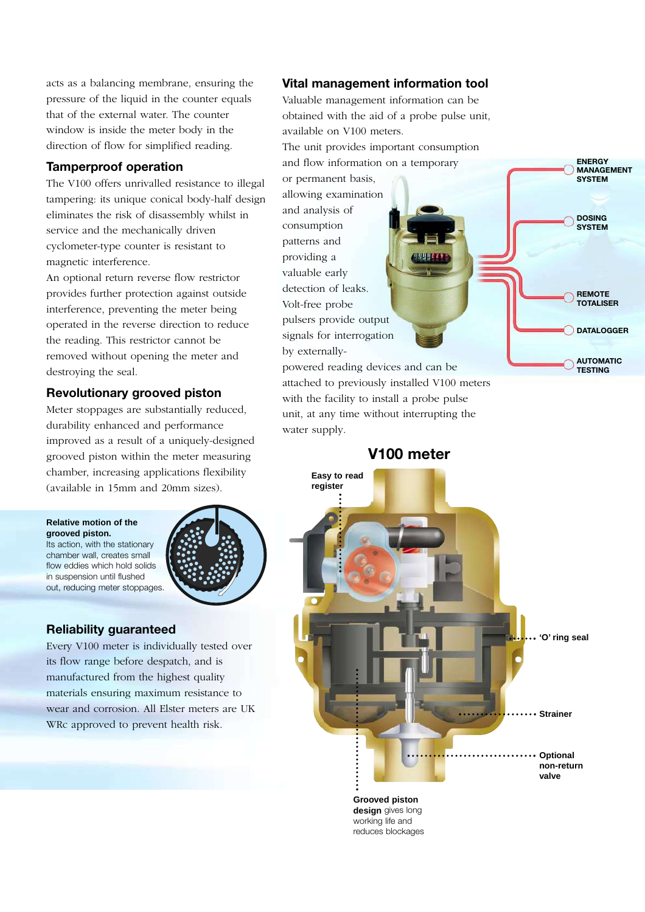acts as a balancing membrane, ensuring the pressure of the liquid in the counter equals that of the external water. The counter window is inside the meter body in the direction of flow for simplified reading.

## Tamperproof operation

The V100 offers unrivalled resistance to illegal tampering: its unique conical body-half design eliminates the risk of disassembly whilst in service and the mechanically driven cyclometer-type counter is resistant to magnetic interference.

An optional return reverse flow restrictor provides further protection against outside interference, preventing the meter being operated in the reverse direction to reduce the reading. This restrictor cannot be removed without opening the meter and destroying the seal.

## Revolutionary grooved piston

Meter stoppages are substantially reduced, durability enhanced and performance improved as a result of a uniquely-designed grooved piston within the meter measuring chamber, increasing applications flexibility (available in 15mm and 20mm sizes).

**Relative motion of the grooved piston.**
Its action, with the stationary chamber wall, creates small flow eddies which hold solids in suspension until flushed out, reducing meter stoppages.

## Reliability guaranteed

Every V100 meter is individually tested over its flow range before despatch, and is manufactured from the highest quality materials ensuring maximum resistance to wear and corrosion. All Elster meters are UK WRc approved to prevent health risk.

## Vital management information tool

Valuable management information can be obtained with the aid of a probe pulse unit, available on V100 meters.

The unit provides important consumption and flow information on a temporary or permanent basis, allowing examination and analysis of consumption patterns and providing a valuable early detection of leaks. Volt-free probe pulsers provide output signals for interrogation by externally-powered reading devices and can be attached to previously installed V100 meters with the facility to install a probe pulse unit, at any time without interrupting the water supply.

ENERGY MANAGEMENT SYSTEM

DOSING SYSTEM

REMOTE TOTALISER

DATALOGGER

AUTOMATIC TESTING

## V100 meter

Easy to read register

'O' ring seal

Strainer

Optional non-return valve

**Grooved piston design** gives long working life and reduces blockages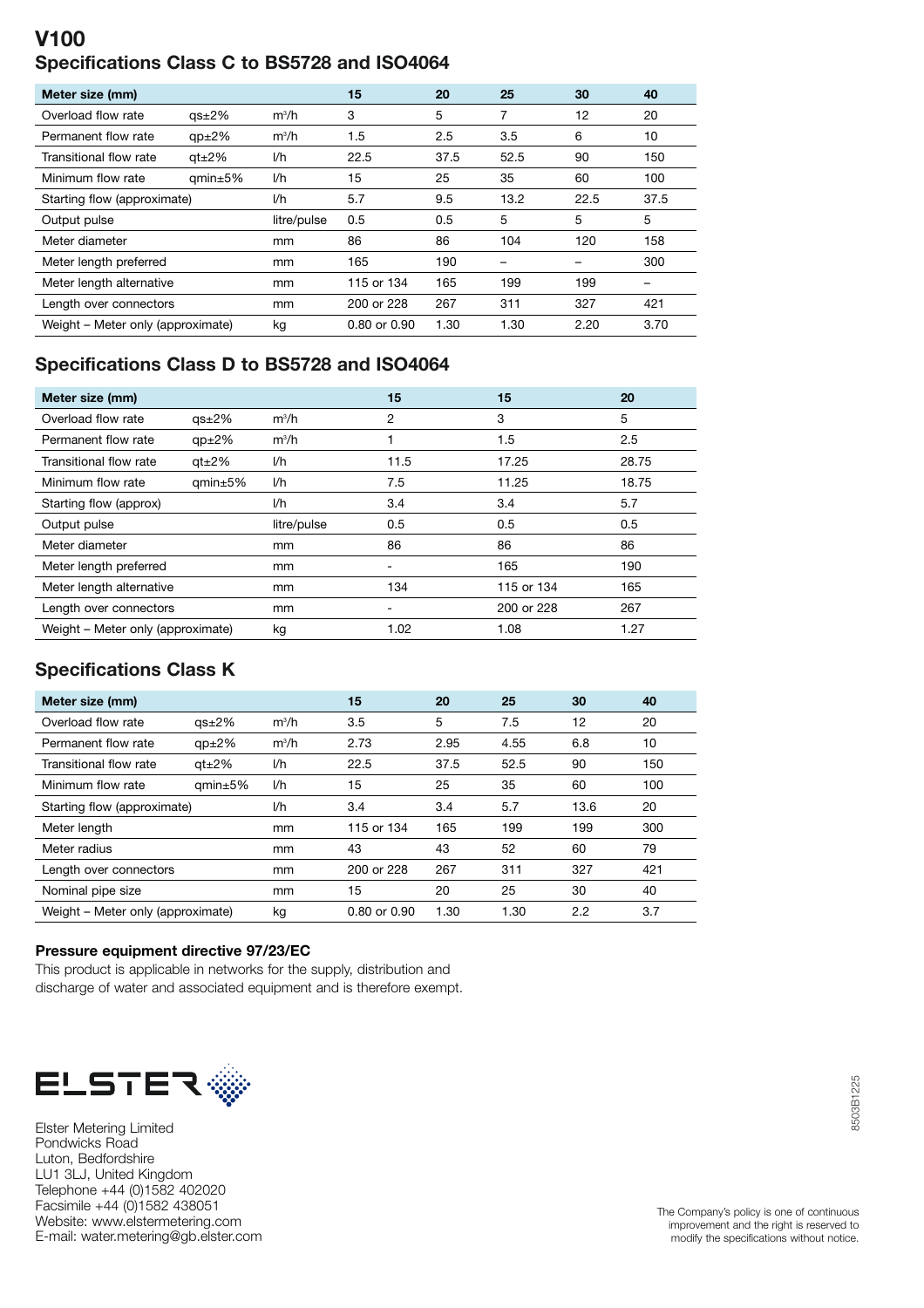# V100

## Specifications Class C to BS5728 and ISO4064

| Meter size (mm) | | | 15 | 20 | 25 | 30 | 40 |
|---|---|---|---|---|---|---|---|
| Overload flow rate | qs±2% | m³/h | 3 | 5 | 7 | 12 | 20 |
| Permanent flow rate | qp±2% | m³/h | 1.5 | 2.5 | 3.5 | 6 | 10 |
| Transitional flow rate | qt±2% | l/h | 22.5 | 37.5 | 52.5 | 90 | 150 |
| Minimum flow rate | qmin±5% | l/h | 15 | 25 | 35 | 60 | 100 |
| Starting flow (approximate) | | l/h | 5.7 | 9.5 | 13.2 | 22.5 | 37.5 |
| Output pulse | | litre/pulse | 0.5 | 0.5 | 5 | 5 | 5 |
| Meter diameter | | mm | 86 | 86 | 104 | 120 | 158 |
| Meter length preferred | | mm | 165 | 190 | – | – | 300 |
| Meter length alternative | | mm | 115 or 134 | 165 | 199 | 199 | – |
| Length over connectors | | mm | 200 or 228 | 267 | 311 | 327 | 421 |
| Weight – Meter only (approximate) | | kg | 0.80 or 0.90 | 1.30 | 1.30 | 2.20 | 3.70 |

## Specifications Class D to BS5728 and ISO4064

| Meter size (mm) | | | 15 | 15 | 20 |
|---|---|---|---|---|---|
| Overload flow rate | qs±2% | m³/h | 2 | 3 | 5 |
| Permanent flow rate | qp±2% | m³/h | 1 | 1.5 | 2.5 |
| Transitional flow rate | qt±2% | l/h | 11.5 | 17.25 | 28.75 |
| Minimum flow rate | qmin±5% | l/h | 7.5 | 11.25 | 18.75 |
| Starting flow (approx) | | l/h | 3.4 | 3.4 | 5.7 |
| Output pulse | | litre/pulse | 0.5 | 0.5 | 0.5 |
| Meter diameter | | mm | 86 | 86 | 86 |
| Meter length preferred | | mm | - | 165 | 190 |
| Meter length alternative | | mm | 134 | 115 or 134 | 165 |
| Length over connectors | | mm | - | 200 or 228 | 267 |
| Weight – Meter only (approximate) | | kg | 1.02 | 1.08 | 1.27 |

## Specifications Class K

| Meter size (mm) | | | 15 | 20 | 25 | 30 | 40 |
|---|---|---|---|---|---|---|---|
| Overload flow rate | qs±2% | m³/h | 3.5 | 5 | 7.5 | 12 | 20 |
| Permanent flow rate | qp±2% | m³/h | 2.73 | 2.95 | 4.55 | 6.8 | 10 |
| Transitional flow rate | qt±2% | l/h | 22.5 | 37.5 | 52.5 | 90 | 150 |
| Minimum flow rate | qmin±5% | l/h | 15 | 25 | 35 | 60 | 100 |
| Starting flow (approximate) | | l/h | 3.4 | 3.4 | 5.7 | 13.6 | 20 |
| Meter length | | mm | 115 or 134 | 165 | 199 | 199 | 300 |
| Meter radius | | mm | 43 | 43 | 52 | 60 | 79 |
| Length over connectors | | mm | 200 or 228 | 267 | 311 | 327 | 421 |
| Nominal pipe size | | mm | 15 | 20 | 25 | 30 | 40 |
| Weight – Meter only (approximate) | | kg | 0.80 or 0.90 | 1.30 | 1.30 | 2.2 | 3.7 |

**Pressure equipment directive 97/23/EC**

This product is applicable in networks for the supply, distribution and discharge of water and associated equipment and is therefore exempt.

ELSTER

Elster Metering Limited
Pondwicks Road
Luton, Bedfordshire
LU1 3LJ, United Kingdom
Telephone +44 (0)1582 402020
Facsimile +44 (0)1582 438051
Website: www.elstermetering.com
E-mail: water.metering@gb.elster.com

8503B1225

The Company's policy is one of continuous improvement and the right is reserved to modify the specifications without notice.